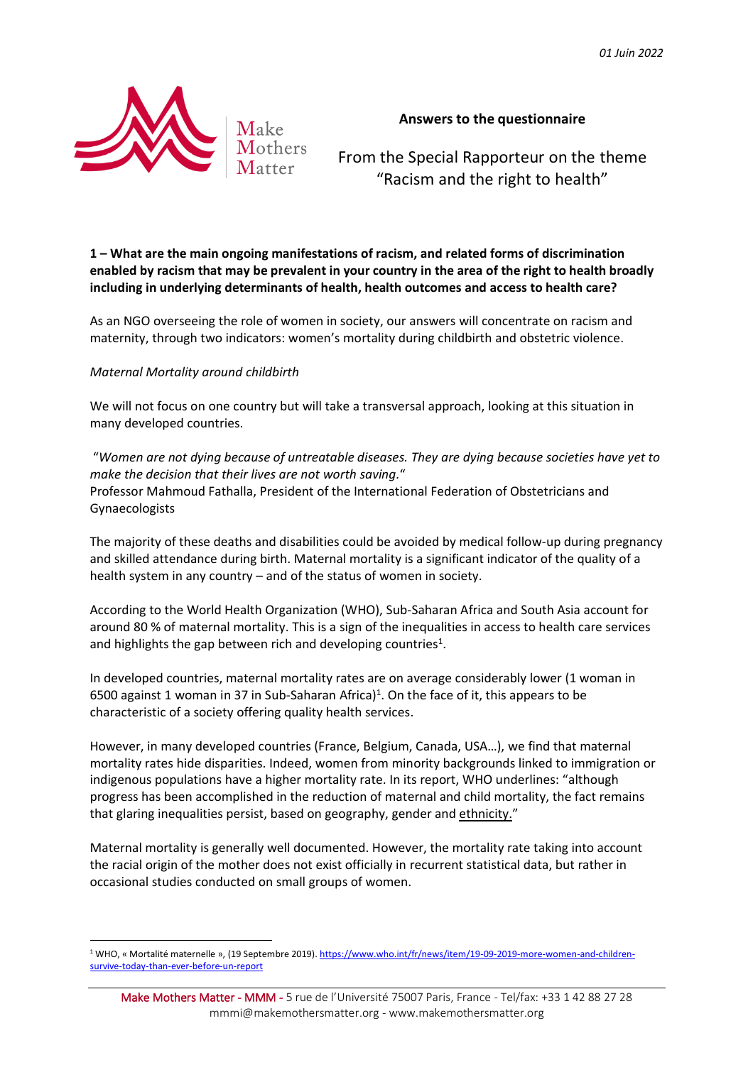*01 Juin 2022*

Make Mothers Matter

**Answers to the questionnaire**

From the Special Rapporteur on the theme "Racism and the right to health"

**1 – What are the main ongoing manifestations of racism, and related forms of discrimination enabled by racism that may be prevalent in your country in the area of the right to health broadly including in underlying determinants of health, health outcomes and access to health care?**

As an NGO overseeing the role of women in society, our answers will concentrate on racism and maternity, through two indicators: women's mortality during childbirth and obstetric violence.

*Maternal Mortality around childbirth*

We will not focus on one country but will take a transversal approach, looking at this situation in many developed countries.

"*Women are not dying because of untreatable diseases. They are dying because societies have yet to make the decision that their lives are not worth saving.*"
Professor Mahmoud Fathalla, President of the International Federation of Obstetricians and Gynaecologists

The majority of these deaths and disabilities could be avoided by medical follow-up during pregnancy and skilled attendance during birth. Maternal mortality is a significant indicator of the quality of a health system in any country – and of the status of women in society.

According to the World Health Organization (WHO), Sub-Saharan Africa and South Asia account for around 80 % of maternal mortality. This is a sign of the inequalities in access to health care services and highlights the gap between rich and developing countries[1].

In developed countries, maternal mortality rates are on average considerably lower (1 woman in 6500 against 1 woman in 37 in Sub-Saharan Africa)[1]. On the face of it, this appears to be characteristic of a society offering quality health services.

However, in many developed countries (France, Belgium, Canada, USA…), we find that maternal mortality rates hide disparities. Indeed, women from minority backgrounds linked to immigration or indigenous populations have a higher mortality rate. In its report, WHO underlines: "although progress has been accomplished in the reduction of maternal and child mortality, the fact remains that glaring inequalities persist, based on geography, gender and ethnicity."

Maternal mortality is generally well documented. However, the mortality rate taking into account the racial origin of the mother does not exist officially in recurrent statistical data, but rather in occasional studies conducted on small groups of women.

[1] WHO, « Mortalité maternelle », (19 Septembre 2019). https://www.who.int/fr/news/item/19-09-2019-more-women-and-children-survive-today-than-ever-before-un-report

Make Mothers Matter - MMM - 5 rue de l'Université 75007 Paris, France - Tel/fax: +33 1 42 88 27 28
mmmi@makemothersmatter.org - www.makemothersmatter.org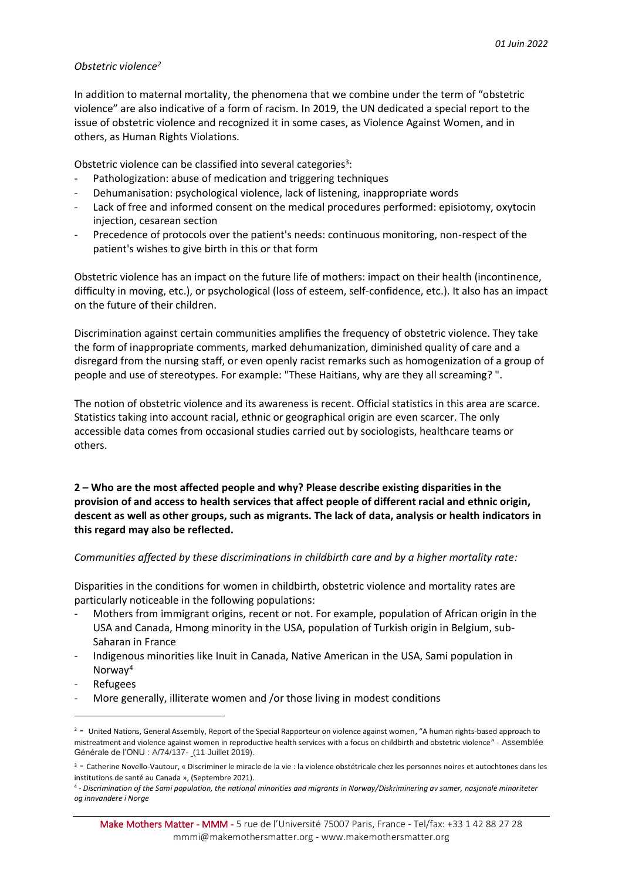*Obstetric violence*[2]

In addition to maternal mortality, the phenomena that we combine under the term of "obstetric violence" are also indicative of a form of racism. In 2019, the UN dedicated a special report to the issue of obstetric violence and recognized it in some cases, as Violence Against Women, and in others, as Human Rights Violations.

Obstetric violence can be classified into several categories[3]:

- Pathologization: abuse of medication and triggering techniques
- Dehumanisation: psychological violence, lack of listening, inappropriate words
- Lack of free and informed consent on the medical procedures performed: episiotomy, oxytocin injection, cesarean section
- Precedence of protocols over the patient's needs: continuous monitoring, non-respect of the patient's wishes to give birth in this or that form

Obstetric violence has an impact on the future life of mothers: impact on their health (incontinence, difficulty in moving, etc.), or psychological (loss of esteem, self-confidence, etc.). It also has an impact on the future of their children.

Discrimination against certain communities amplifies the frequency of obstetric violence. They take the form of inappropriate comments, marked dehumanization, diminished quality of care and a disregard from the nursing staff, or even openly racist remarks such as homogenization of a group of people and use of stereotypes. For example: "These Haitians, why are they all screaming? ".

The notion of obstetric violence and its awareness is recent. Official statistics in this area are scarce. Statistics taking into account racial, ethnic or geographical origin are even scarcer. The only accessible data comes from occasional studies carried out by sociologists, healthcare teams or others.

**2 – Who are the most affected people and why? Please describe existing disparities in the provision of and access to health services that affect people of different racial and ethnic origin, descent as well as other groups, such as migrants. The lack of data, analysis or health indicators in this regard may also be reflected.**

*Communities affected by these discriminations in childbirth care and by a higher mortality rate:*

Disparities in the conditions for women in childbirth, obstetric violence and mortality rates are particularly noticeable in the following populations:

- Mothers from immigrant origins, recent or not. For example, population of African origin in the USA and Canada, Hmong minority in the USA, population of Turkish origin in Belgium, sub-Saharan in France
- Indigenous minorities like Inuit in Canada, Native American in the USA, Sami population in Norway[4]
- Refugees
- More generally, illiterate women and /or those living in modest conditions

---

[2] - United Nations, General Assembly, Report of the Special Rapporteur on violence against women, "A human rights-based approach to mistreatment and violence against women in reproductive health services with a focus on childbirth and obstetric violence" - Assemblée Générale de l'ONU : A/74/137- (11 Juillet 2019).

[3] - Catherine Novello-Vautour, « Discriminer le miracle de la vie : la violence obstétricale chez les personnes noires et autochtones dans les institutions de santé au Canada », (Septembre 2021).

[4] - *Discrimination of the Sami population, the national minorities and migrants in Norway/Diskriminering av samer, nasjonale minoriteter og innvandere i Norge*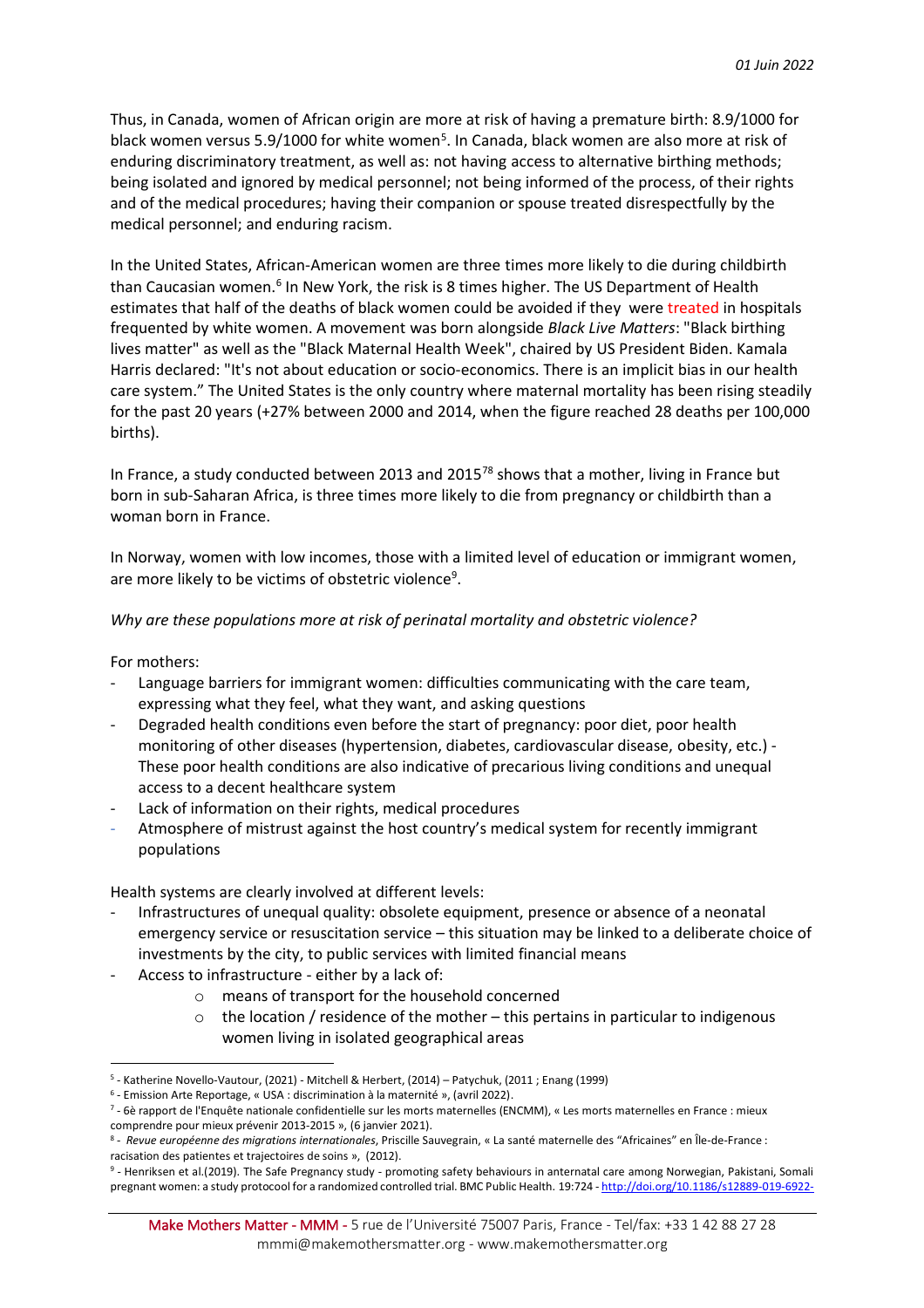Thus, in Canada, women of African origin are more at risk of having a premature birth: 8.9/1000 for black women versus 5.9/1000 for white women[5]. In Canada, black women are also more at risk of enduring discriminatory treatment, as well as: not having access to alternative birthing methods; being isolated and ignored by medical personnel; not being informed of the process, of their rights and of the medical procedures; having their companion or spouse treated disrespectfully by the medical personnel; and enduring racism.

In the United States, African-American women are three times more likely to die during childbirth than Caucasian women.[6] In New York, the risk is 8 times higher. The US Department of Health estimates that half of the deaths of black women could be avoided if they were treated in hospitals frequented by white women. A movement was born alongside *Black Live Matters*: "Black birthing lives matter" as well as the "Black Maternal Health Week", chaired by US President Biden. Kamala Harris declared: "It's not about education or socio-economics. There is an implicit bias in our health care system." The United States is the only country where maternal mortality has been rising steadily for the past 20 years (+27% between 2000 and 2014, when the figure reached 28 deaths per 100,000 births).

In France, a study conducted between 2013 and 2015[7][8] shows that a mother, living in France but born in sub-Saharan Africa, is three times more likely to die from pregnancy or childbirth than a woman born in France.

In Norway, women with low incomes, those with a limited level of education or immigrant women, are more likely to be victims of obstetric violence[9].

*Why are these populations more at risk of perinatal mortality and obstetric violence?*

For mothers:

- Language barriers for immigrant women: difficulties communicating with the care team, expressing what they feel, what they want, and asking questions
- Degraded health conditions even before the start of pregnancy: poor diet, poor health monitoring of other diseases (hypertension, diabetes, cardiovascular disease, obesity, etc.) - These poor health conditions are also indicative of precarious living conditions and unequal access to a decent healthcare system
- Lack of information on their rights, medical procedures
- Atmosphere of mistrust against the host country's medical system for recently immigrant populations

Health systems are clearly involved at different levels:

- Infrastructures of unequal quality: obsolete equipment, presence or absence of a neonatal emergency service or resuscitation service – this situation may be linked to a deliberate choice of investments by the city, to public services with limited financial means
- Access to infrastructure - either by a lack of:
    - means of transport for the household concerned
    - the location / residence of the mother – this pertains in particular to indigenous women living in isolated geographical areas

---

[5] - Katherine Novello-Vautour, (2021) - Mitchell & Herbert, (2014) – Patychuk, (2011 ; Enang (1999)

[6] - Emission Arte Reportage, « USA : discrimination à la maternité », (avril 2022).

[7] - 6è rapport de l'Enquête nationale confidentielle sur les morts maternelles (ENCMM), « Les morts maternelles en France : mieux comprendre pour mieux prévenir 2013-2015 », (6 janvier 2021).

[8] - *Revue européenne des migrations internationales*, Priscille Sauvegrain, « La santé maternelle des "Africaines" en Île-de-France : racisation des patientes et trajectoires de soins », (2012).

[9] - Henriksen et al.(2019). The Safe Pregnancy study - promoting safety behaviours in anternatal care among Norwegian, Pakistani, Somali pregnant women: a study protocool for a randomized controlled trial. BMC Public Health. 19:724 - http://doi.org/10.1186/s12889-019-6922-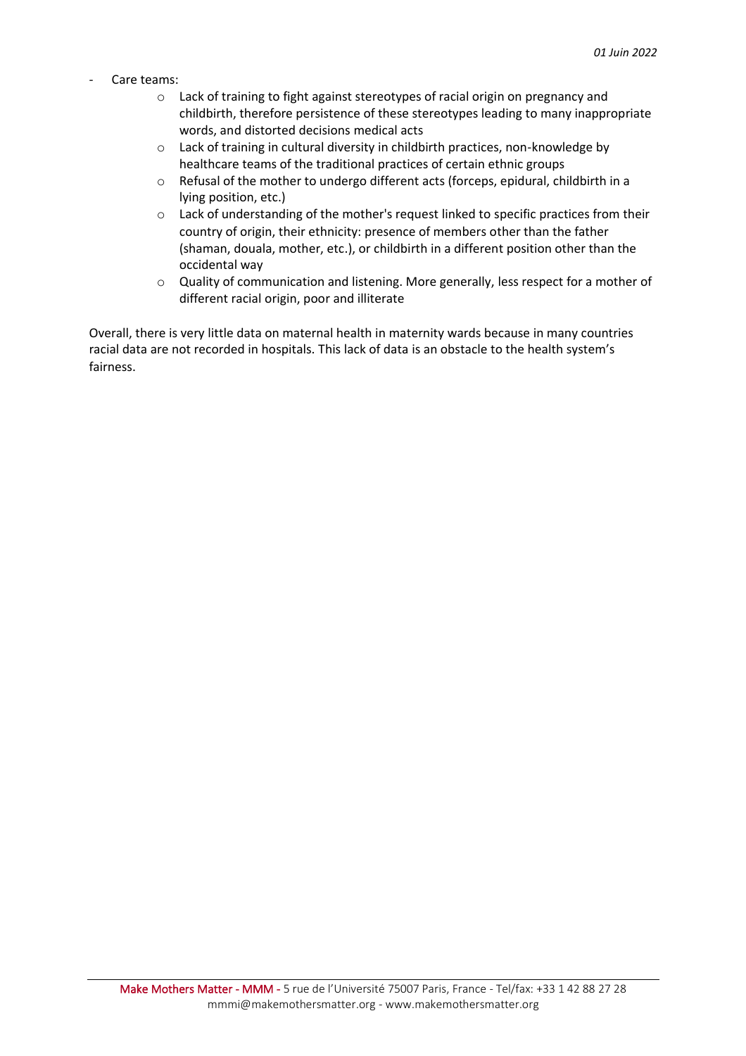- Care teams:
    - Lack of training to fight against stereotypes of racial origin on pregnancy and childbirth, therefore persistence of these stereotypes leading to many inappropriate words, and distorted decisions medical acts
    - Lack of training in cultural diversity in childbirth practices, non-knowledge by healthcare teams of the traditional practices of certain ethnic groups
    - Refusal of the mother to undergo different acts (forceps, epidural, childbirth in a lying position, etc.)
    - Lack of understanding of the mother's request linked to specific practices from their country of origin, their ethnicity: presence of members other than the father (shaman, douala, mother, etc.), or childbirth in a different position other than the occidental way
    - Quality of communication and listening. More generally, less respect for a mother of different racial origin, poor and illiterate

Overall, there is very little data on maternal health in maternity wards because in many countries racial data are not recorded in hospitals. This lack of data is an obstacle to the health system's fairness.